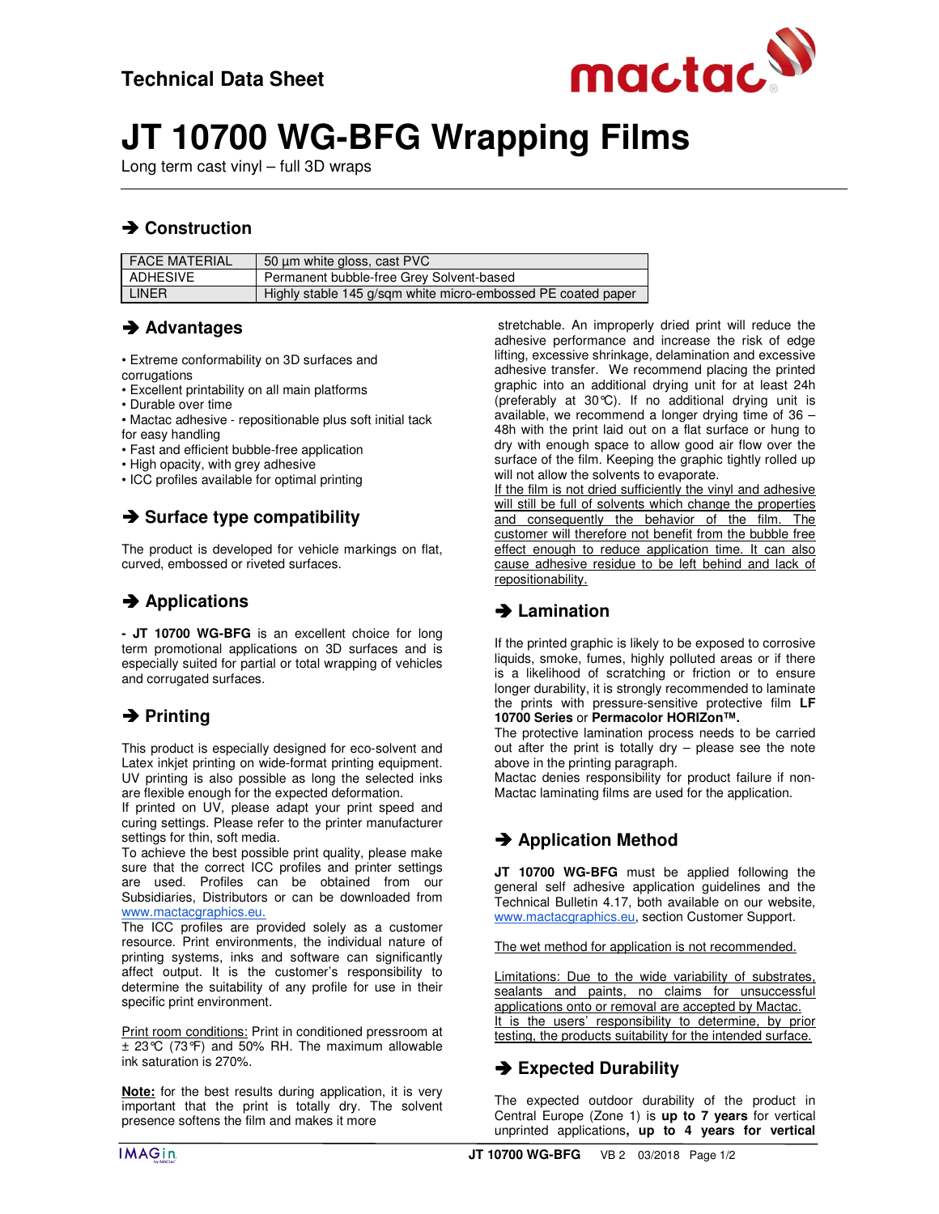# Technical Data Sheet

# JT 10700 WG-BFG Wrapping Films

Long term cast vinyl – full 3D wraps

## ➔ Construction

| FACE MATERIAL | 50 µm white gloss, cast PVC |
|---|---|
| ADHESIVE | Permanent bubble-free Grey Solvent-based |
| LINER | Highly stable 145 g/sqm white micro-embossed PE coated paper |

## ➔ Advantages

- Extreme conformability on 3D surfaces and corrugations
- Excellent printability on all main platforms
- Durable over time
- Mactac adhesive - repositionable plus soft initial tack for easy handling
- Fast and efficient bubble-free application
- High opacity, with grey adhesive
- ICC profiles available for optimal printing

## ➔ Surface type compatibility

The product is developed for vehicle markings on flat, curved, embossed or riveted surfaces.

## ➔ Applications

**- JT 10700 WG-BFG** is an excellent choice for long term promotional applications on 3D surfaces and is especially suited for partial or total wrapping of vehicles and corrugated surfaces.

## ➔ Printing

This product is especially designed for eco-solvent and Latex inkjet printing on wide-format printing equipment. UV printing is also possible as long the selected inks are flexible enough for the expected deformation.
If printed on UV, please adapt your print speed and curing settings. Please refer to the printer manufacturer settings for thin, soft media.
To achieve the best possible print quality, please make sure that the correct ICC profiles and printer settings are used. Profiles can be obtained from our Subsidiaries, Distributors or can be downloaded from www.mactacgraphics.eu.
The ICC profiles are provided solely as a customer resource. Print environments, the individual nature of printing systems, inks and software can significantly affect output. It is the customer's responsibility to determine the suitability of any profile for use in their specific print environment.

Print room conditions: Print in conditioned pressroom at ± 23°C (73°F) and 50% RH. The maximum allowable ink saturation is 270%.

**Note:** for the best results during application, it is very important that the print is totally dry. The solvent presence softens the film and makes it more stretchable. An improperly dried print will reduce the adhesive performance and increase the risk of edge lifting, excessive shrinkage, delamination and excessive adhesive transfer. We recommend placing the printed graphic into an additional drying unit for at least 24h (preferably at 30°C). If no additional drying unit is available, we recommend a longer drying time of 36 – 48h with the print laid out on a flat surface or hung to dry with enough space to allow good air flow over the surface of the film. Keeping the graphic tightly rolled up will not allow the solvents to evaporate.
If the film is not dried sufficiently the vinyl and adhesive will still be full of solvents which change the properties and consequently the behavior of the film. The customer will therefore not benefit from the bubble free effect enough to reduce application time. It can also cause adhesive residue to be left behind and lack of repositionability.

## ➔ Lamination

If the printed graphic is likely to be exposed to corrosive liquids, smoke, fumes, highly polluted areas or if there is a likelihood of scratching or friction or to ensure longer durability, it is strongly recommended to laminate the prints with pressure-sensitive protective film **LF 10700 Series** or **Permacolor HORIZon™.**
The protective lamination process needs to be carried out after the print is totally dry – please see the note above in the printing paragraph.
Mactac denies responsibility for product failure if non-Mactac laminating films are used for the application.

## ➔ Application Method

**JT 10700 WG-BFG** must be applied following the general self adhesive application guidelines and the Technical Bulletin 4.17, both available on our website, www.mactacgraphics.eu, section Customer Support.

The wet method for application is not recommended.

Limitations: Due to the wide variability of substrates, sealants and paints, no claims for unsuccessful applications onto or removal are accepted by Mactac.
It is the users' responsibility to determine, by prior testing, the products suitability for the intended surface.

## ➔ Expected Durability

The expected outdoor durability of the product in Central Europe (Zone 1) is **up to 7 years** for vertical unprinted applications**, up to 4 years for vertical**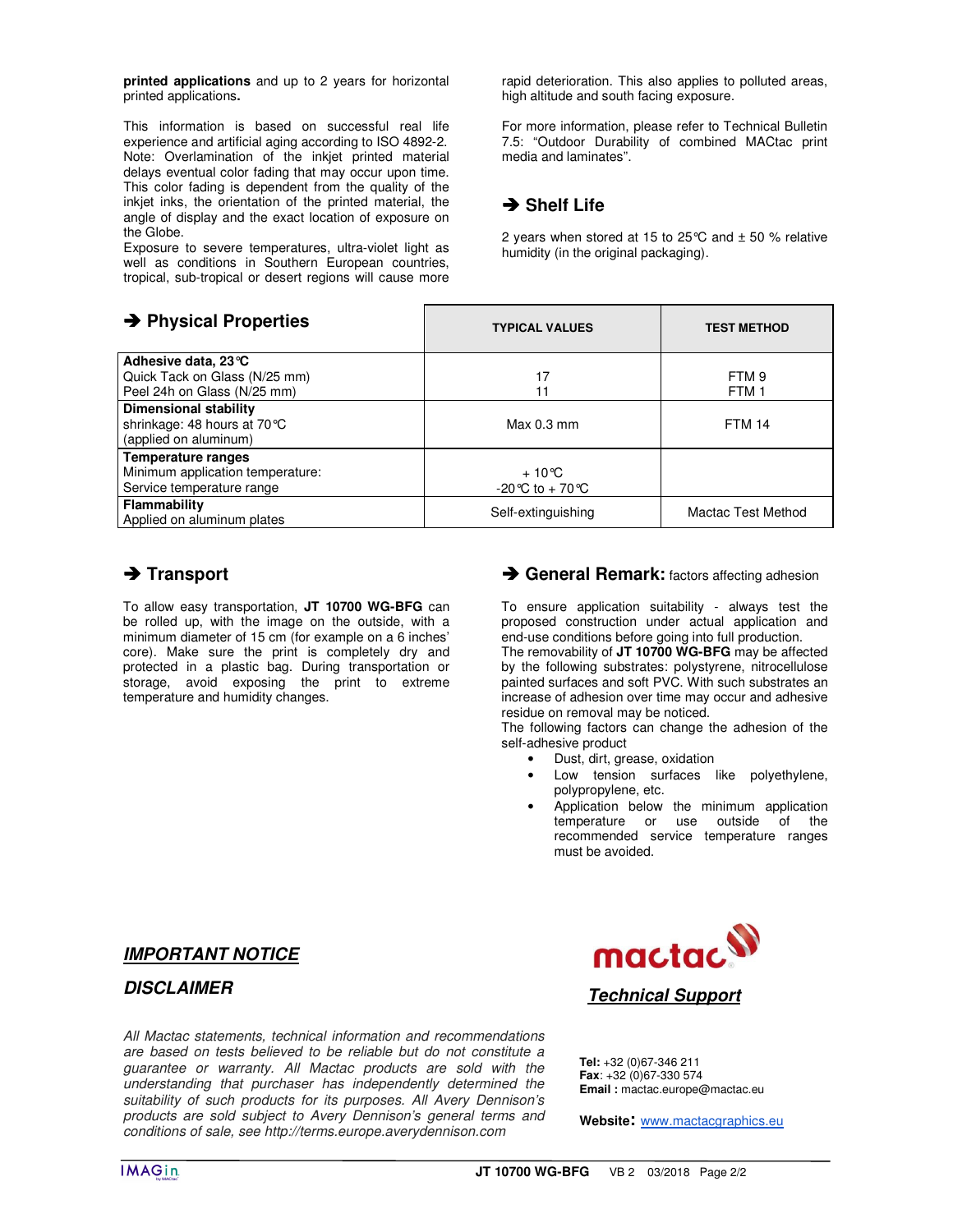**printed applications** and up to 2 years for horizontal printed applications**.**

This information is based on successful real life experience and artificial aging according to ISO 4892-2.
Note: Overlamination of the inkjet printed material delays eventual color fading that may occur upon time. This color fading is dependent from the quality of the inkjet inks, the orientation of the printed material, the angle of display and the exact location of exposure on the Globe.
Exposure to severe temperatures, ultra-violet light as well as conditions in Southern European countries, tropical, sub-tropical or desert regions will cause more rapid deterioration. This also applies to polluted areas, high altitude and south facing exposure.

For more information, please refer to Technical Bulletin 7.5: "Outdoor Durability of combined MACtac print media and laminates".

## ➔ Shelf Life

2 years when stored at 15 to 25°C and ± 50 % relative humidity (in the original packaging).

## ➔ Physical Properties

| | TYPICAL VALUES | TEST METHOD |
|---|---|---|
| **Adhesive data, 23°C**<br>Quick Tack on Glass (N/25 mm)<br>Peel 24h on Glass (N/25 mm) | 17<br>11 | FTM 9<br>FTM 1 |
| **Dimensional stability**<br>shrinkage: 48 hours at 70°C<br>(applied on aluminum) | Max 0.3 mm | FTM 14 |
| **Temperature ranges**<br>Minimum application temperature:<br>Service temperature range | + 10°C<br>-20°C to + 70°C | |
| **Flammability**<br>Applied on aluminum plates | Self-extinguishing | Mactac Test Method |

## ➔ Transport

To allow easy transportation, **JT 10700 WG-BFG** can be rolled up, with the image on the outside, with a minimum diameter of 15 cm (for example on a 6 inches' core). Make sure the print is completely dry and protected in a plastic bag. During transportation or storage, avoid exposing the print to extreme temperature and humidity changes.

## ➔ General Remark: factors affecting adhesion

To ensure application suitability - always test the proposed construction under actual application and end-use conditions before going into full production.
The removability of **JT 10700 WG-BFG** may be affected by the following substrates: polystyrene, nitrocellulose painted surfaces and soft PVC. With such substrates an increase of adhesion over time may occur and adhesive residue on removal may be noticed.
The following factors can change the adhesion of the self-adhesive product

- Dust, dirt, grease, oxidation
- Low tension surfaces like polyethylene, polypropylene, etc.
- Application below the minimum application temperature or use outside of the recommended service temperature ranges must be avoided.

## ***IMPORTANT NOTICE***

### ***DISCLAIMER***

*All Mactac statements, technical information and recommendations are based on tests believed to be reliable but do not constitute a guarantee or warranty. All Mactac products are sold with the understanding that purchaser has independently determined the suitability of such products for its purposes. All Avery Dennison's products are sold subject to Avery Dennison's general terms and conditions of sale, see http://terms.europe.averydennison.com*

mactac

### ***Technical Support***

**Tel:** +32 (0)67-346 211
**Fax**: +32 (0)67-330 574
**Email :** mactac.europe@mactac.eu

**Website:** www.mactacgraphics.eu

**JT 10700 WG-BFG** VB 2 03/2018